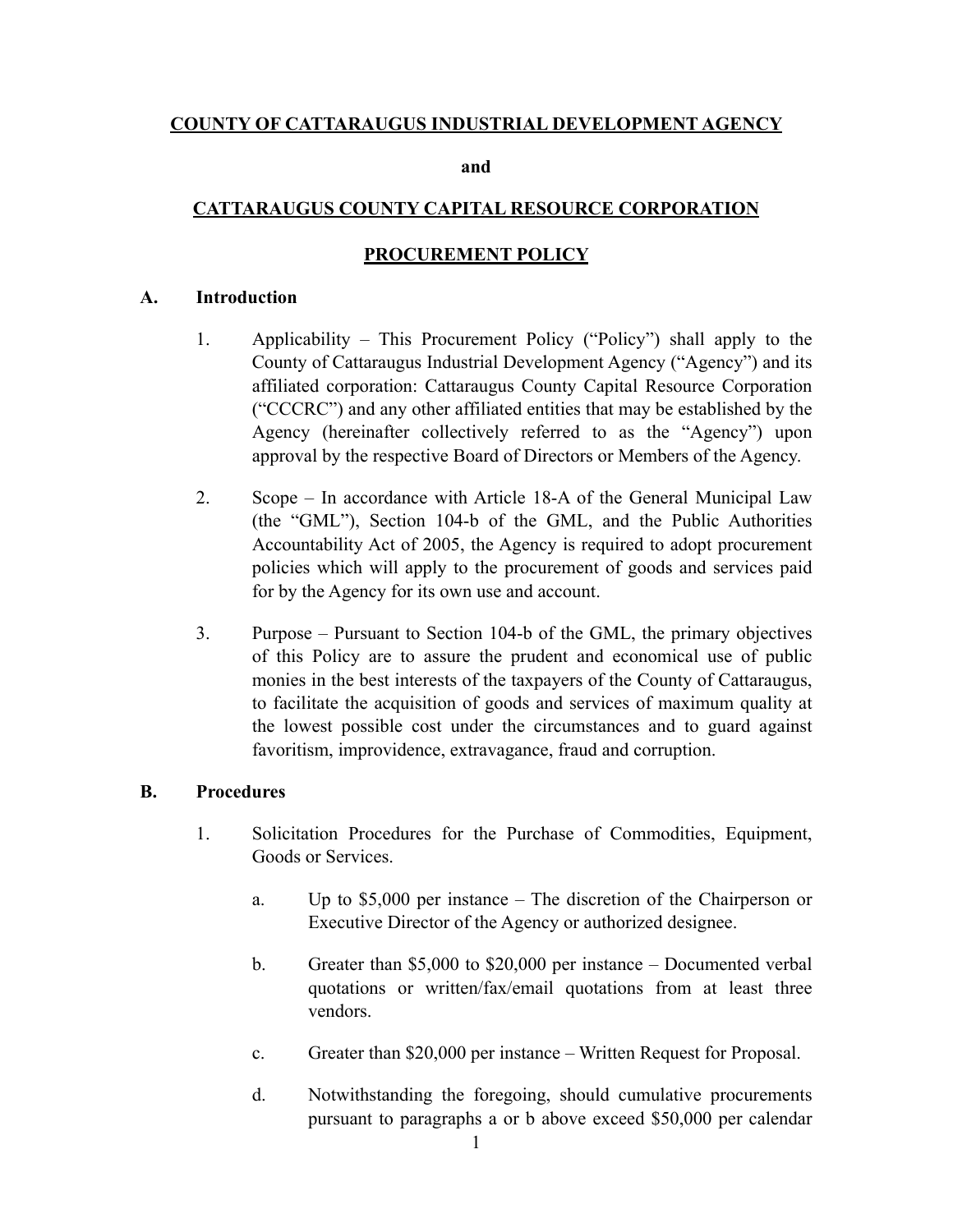**COUNTY OF CATTARAUGUS INDUSTRIAL DEVELOPMENT AGENCY**

**and**

**CATTARAUGUS COUNTY CAPITAL RESOURCE CORPORATION**

**PROCUREMENT POLICY**

## A. Introduction

1. Applicability – This Procurement Policy ("Policy") shall apply to the County of Cattaraugus Industrial Development Agency ("Agency") and its affiliated corporation: Cattaraugus County Capital Resource Corporation ("CCCRC") and any other affiliated entities that may be established by the Agency (hereinafter collectively referred to as the "Agency") upon approval by the respective Board of Directors or Members of the Agency.

2. Scope – In accordance with Article 18-A of the General Municipal Law (the "GML"), Section 104-b of the GML, and the Public Authorities Accountability Act of 2005, the Agency is required to adopt procurement policies which will apply to the procurement of goods and services paid for by the Agency for its own use and account.

3. Purpose – Pursuant to Section 104-b of the GML, the primary objectives of this Policy are to assure the prudent and economical use of public monies in the best interests of the taxpayers of the County of Cattaraugus, to facilitate the acquisition of goods and services of maximum quality at the lowest possible cost under the circumstances and to guard against favoritism, improvidence, extravagance, fraud and corruption.

## B. Procedures

1. Solicitation Procedures for the Purchase of Commodities, Equipment, Goods or Services.

    a. Up to $5,000 per instance – The discretion of the Chairperson or Executive Director of the Agency or authorized designee.

    b. Greater than $5,000 to $20,000 per instance – Documented verbal quotations or written/fax/email quotations from at least three vendors.

    c. Greater than $20,000 per instance – Written Request for Proposal.

    d. Notwithstanding the foregoing, should cumulative procurements pursuant to paragraphs a or b above exceed $50,000 per calendar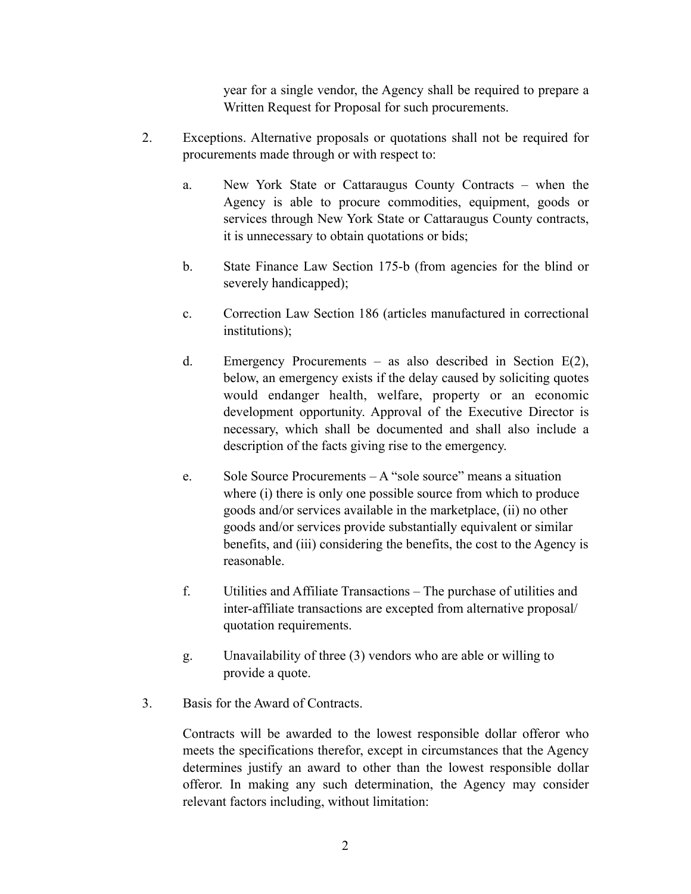year for a single vendor, the Agency shall be required to prepare a Written Request for Proposal for such procurements.

2. Exceptions. Alternative proposals or quotations shall not be required for procurements made through or with respect to:

   a. New York State or Cattaraugus County Contracts – when the Agency is able to procure commodities, equipment, goods or services through New York State or Cattaraugus County contracts, it is unnecessary to obtain quotations or bids;

   b. State Finance Law Section 175-b (from agencies for the blind or severely handicapped);

   c. Correction Law Section 186 (articles manufactured in correctional institutions);

   d. Emergency Procurements – as also described in Section E(2), below, an emergency exists if the delay caused by soliciting quotes would endanger health, welfare, property or an economic development opportunity. Approval of the Executive Director is necessary, which shall be documented and shall also include a description of the facts giving rise to the emergency.

   e. Sole Source Procurements – A "sole source" means a situation where (i) there is only one possible source from which to produce goods and/or services available in the marketplace, (ii) no other goods and/or services provide substantially equivalent or similar benefits, and (iii) considering the benefits, the cost to the Agency is reasonable.

   f. Utilities and Affiliate Transactions – The purchase of utilities and inter-affiliate transactions are excepted from alternative proposal/ quotation requirements.

   g. Unavailability of three (3) vendors who are able or willing to provide a quote.

3. Basis for the Award of Contracts.

   Contracts will be awarded to the lowest responsible dollar offeror who meets the specifications therefor, except in circumstances that the Agency determines justify an award to other than the lowest responsible dollar offeror. In making any such determination, the Agency may consider relevant factors including, without limitation: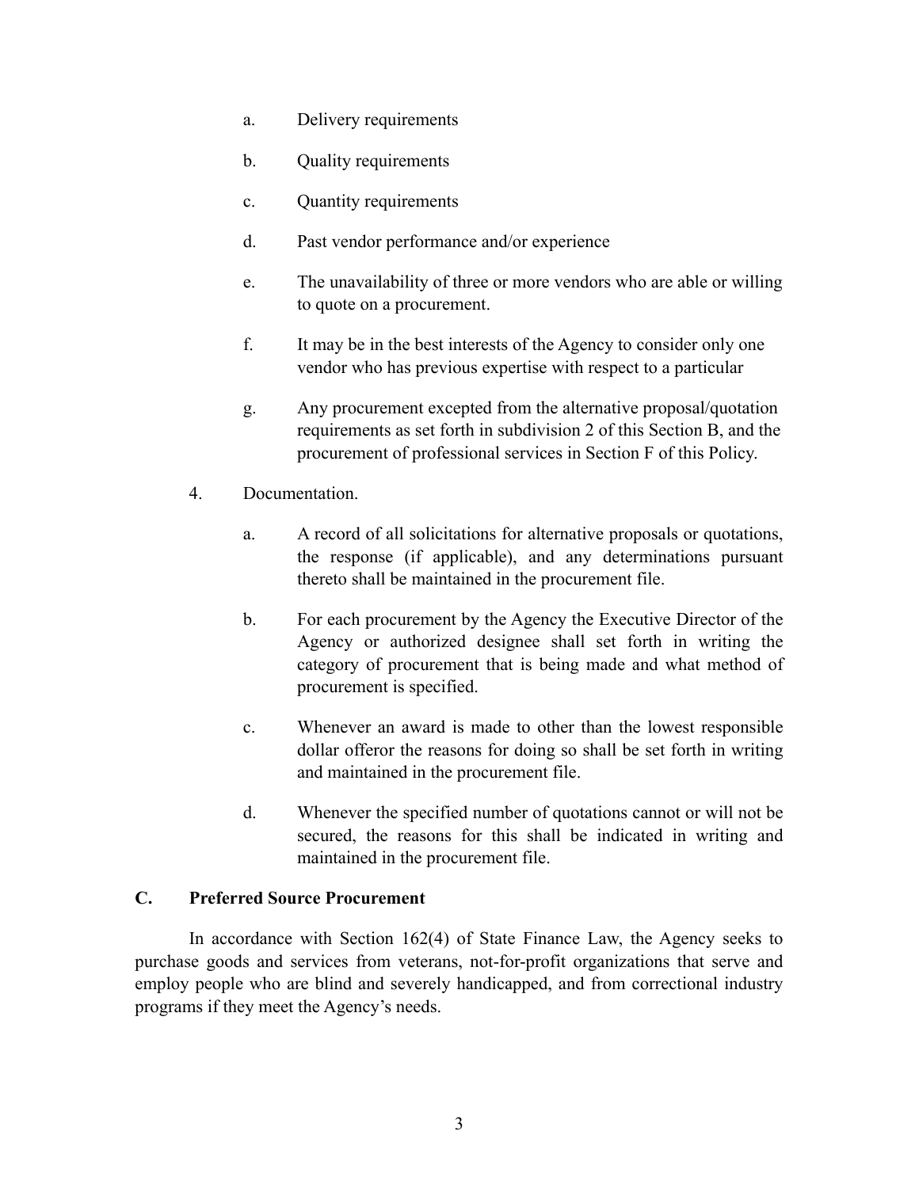a. Delivery requirements

b. Quality requirements

c. Quantity requirements

d. Past vendor performance and/or experience

e. The unavailability of three or more vendors who are able or willing to quote on a procurement.

f. It may be in the best interests of the Agency to consider only one vendor who has previous expertise with respect to a particular

g. Any procurement excepted from the alternative proposal/quotation requirements as set forth in subdivision 2 of this Section B, and the procurement of professional services in Section F of this Policy.

4. Documentation.

a. A record of all solicitations for alternative proposals or quotations, the response (if applicable), and any determinations pursuant thereto shall be maintained in the procurement file.

b. For each procurement by the Agency the Executive Director of the Agency or authorized designee shall set forth in writing the category of procurement that is being made and what method of procurement is specified.

c. Whenever an award is made to other than the lowest responsible dollar offeror the reasons for doing so shall be set forth in writing and maintained in the procurement file.

d. Whenever the specified number of quotations cannot or will not be secured, the reasons for this shall be indicated in writing and maintained in the procurement file.

## C. Preferred Source Procurement

In accordance with Section 162(4) of State Finance Law, the Agency seeks to purchase goods and services from veterans, not-for-profit organizations that serve and employ people who are blind and severely handicapped, and from correctional industry programs if they meet the Agency's needs.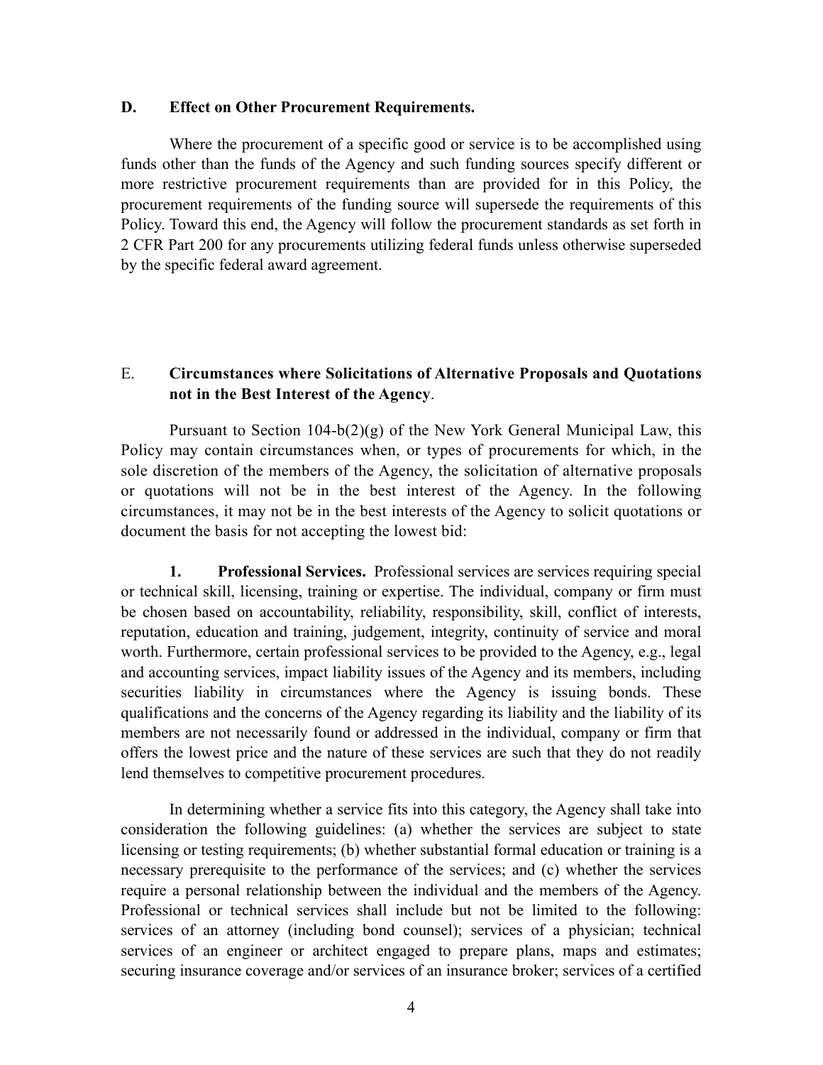## D. Effect on Other Procurement Requirements.

Where the procurement of a specific good or service is to be accomplished using funds other than the funds of the Agency and such funding sources specify different or more restrictive procurement requirements than are provided for in this Policy, the procurement requirements of the funding source will supersede the requirements of this Policy. Toward this end, the Agency will follow the procurement standards as set forth in 2 CFR Part 200 for any procurements utilizing federal funds unless otherwise superseded by the specific federal award agreement.

## E. Circumstances where Solicitations of Alternative Proposals and Quotations not in the Best Interest of the Agency.

Pursuant to Section 104-b(2)(g) of the New York General Municipal Law, this Policy may contain circumstances when, or types of procurements for which, in the sole discretion of the members of the Agency, the solicitation of alternative proposals or quotations will not be in the best interest of the Agency. In the following circumstances, it may not be in the best interests of the Agency to solicit quotations or document the basis for not accepting the lowest bid:

**1. Professional Services.** Professional services are services requiring special or technical skill, licensing, training or expertise. The individual, company or firm must be chosen based on accountability, reliability, responsibility, skill, conflict of interests, reputation, education and training, judgement, integrity, continuity of service and moral worth. Furthermore, certain professional services to be provided to the Agency, e.g., legal and accounting services, impact liability issues of the Agency and its members, including securities liability in circumstances where the Agency is issuing bonds. These qualifications and the concerns of the Agency regarding its liability and the liability of its members are not necessarily found or addressed in the individual, company or firm that offers the lowest price and the nature of these services are such that they do not readily lend themselves to competitive procurement procedures.

In determining whether a service fits into this category, the Agency shall take into consideration the following guidelines: (a) whether the services are subject to state licensing or testing requirements; (b) whether substantial formal education or training is a necessary prerequisite to the performance of the services; and (c) whether the services require a personal relationship between the individual and the members of the Agency. Professional or technical services shall include but not be limited to the following: services of an attorney (including bond counsel); services of a physician; technical services of an engineer or architect engaged to prepare plans, maps and estimates; securing insurance coverage and/or services of an insurance broker; services of a certified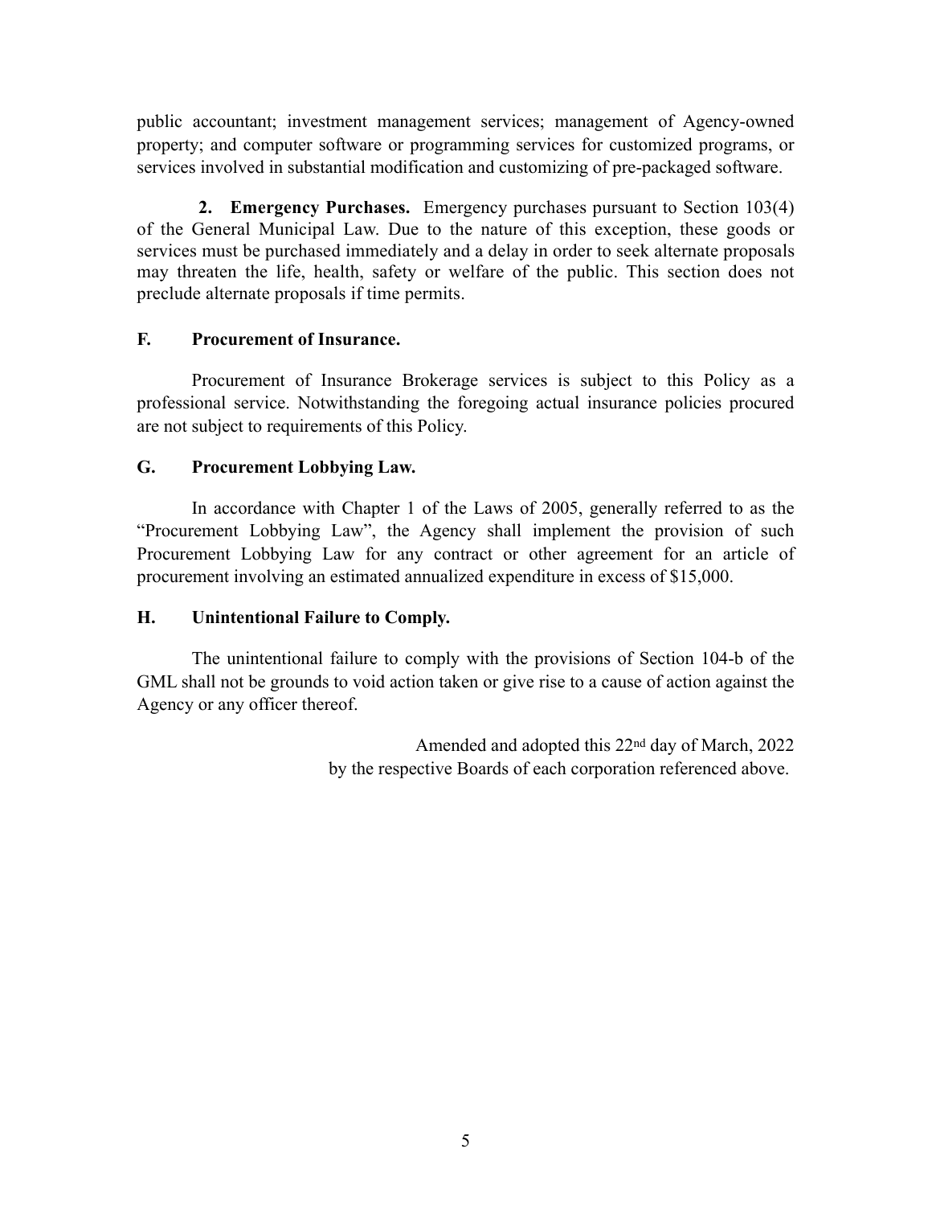public accountant; investment management services; management of Agency-owned property; and computer software or programming services for customized programs, or services involved in substantial modification and customizing of pre-packaged software.

**2. Emergency Purchases.** Emergency purchases pursuant to Section 103(4) of the General Municipal Law. Due to the nature of this exception, these goods or services must be purchased immediately and a delay in order to seek alternate proposals may threaten the life, health, safety or welfare of the public. This section does not preclude alternate proposals if time permits.

### F. Procurement of Insurance.

Procurement of Insurance Brokerage services is subject to this Policy as a professional service. Notwithstanding the foregoing actual insurance policies procured are not subject to requirements of this Policy.

### G. Procurement Lobbying Law.

In accordance with Chapter 1 of the Laws of 2005, generally referred to as the "Procurement Lobbying Law", the Agency shall implement the provision of such Procurement Lobbying Law for any contract or other agreement for an article of procurement involving an estimated annualized expenditure in excess of $15,000.

### H. Unintentional Failure to Comply.

The unintentional failure to comply with the provisions of Section 104-b of the GML shall not be grounds to void action taken or give rise to a cause of action against the Agency or any officer thereof.

Amended and adopted this 22nd day of March, 2022
by the respective Boards of each corporation referenced above.